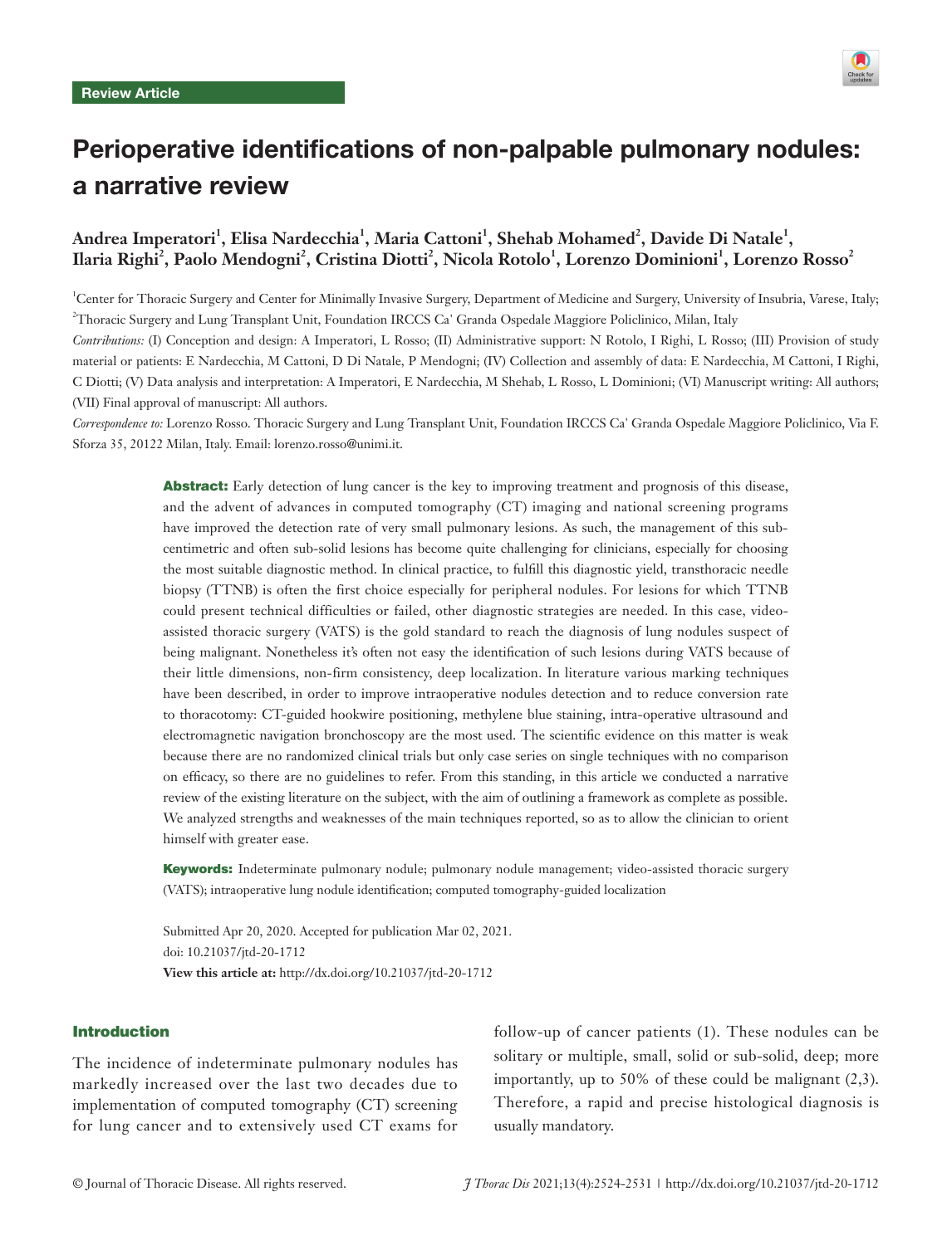Review Article

# Perioperative identifications of non-palpable pulmonary nodules: a narrative review

**Andrea Imperatori[1], Elisa Nardecchia[1], Maria Cattoni[1], Shehab Mohamed[2], Davide Di Natale[1], Ilaria Righi[2], Paolo Mendogni[2], Cristina Diotti[2], Nicola Rotolo[1], Lorenzo Dominioni[1], Lorenzo Rosso[2]**

[1]Center for Thoracic Surgery and Center for Minimally Invasive Surgery, Department of Medicine and Surgery, University of Insubria, Varese, Italy; [2]Thoracic Surgery and Lung Transplant Unit, Foundation IRCCS Ca' Granda Ospedale Maggiore Policlinico, Milan, Italy

*Contributions:* (I) Conception and design: A Imperatori, L Rosso; (II) Administrative support: N Rotolo, I Righi, L Rosso; (III) Provision of study material or patients: E Nardecchia, M Cattoni, D Di Natale, P Mendogni; (IV) Collection and assembly of data: E Nardecchia, M Cattoni, I Righi, C Diotti; (V) Data analysis and interpretation: A Imperatori, E Nardecchia, M Shehab, L Rosso, L Dominioni; (VI) Manuscript writing: All authors; (VII) Final approval of manuscript: All authors.

*Correspondence to:* Lorenzo Rosso. Thoracic Surgery and Lung Transplant Unit, Foundation IRCCS Ca' Granda Ospedale Maggiore Policlinico, Via F. Sforza 35, 20122 Milan, Italy. Email: lorenzo.rosso@unimi.it.

**Abstract:** Early detection of lung cancer is the key to improving treatment and prognosis of this disease, and the advent of advances in computed tomography (CT) imaging and national screening programs have improved the detection rate of very small pulmonary lesions. As such, the management of this sub-centimetric and often sub-solid lesions has become quite challenging for clinicians, especially for choosing the most suitable diagnostic method. In clinical practice, to fulfill this diagnostic yield, transthoracic needle biopsy (TTNB) is often the first choice especially for peripheral nodules. For lesions for which TTNB could present technical difficulties or failed, other diagnostic strategies are needed. In this case, video-assisted thoracic surgery (VATS) is the gold standard to reach the diagnosis of lung nodules suspect of being malignant. Nonetheless it's often not easy the identification of such lesions during VATS because of their little dimensions, non-firm consistency, deep localization. In literature various marking techniques have been described, in order to improve intraoperative nodules detection and to reduce conversion rate to thoracotomy: CT-guided hookwire positioning, methylene blue staining, intra-operative ultrasound and electromagnetic navigation bronchoscopy are the most used. The scientific evidence on this matter is weak because there are no randomized clinical trials but only case series on single techniques with no comparison on efficacy, so there are no guidelines to refer. From this standing, in this article we conducted a narrative review of the existing literature on the subject, with the aim of outlining a framework as complete as possible. We analyzed strengths and weaknesses of the main techniques reported, so as to allow the clinician to orient himself with greater ease.

**Keywords:** Indeterminate pulmonary nodule; pulmonary nodule management; video-assisted thoracic surgery (VATS); intraoperative lung nodule identification; computed tomography-guided localization

Submitted Apr 20, 2020. Accepted for publication Mar 02, 2021.
doi: 10.21037/jtd-20-1712
**View this article at:** http://dx.doi.org/10.21037/jtd-20-1712

## Introduction

The incidence of indeterminate pulmonary nodules has markedly increased over the last two decades due to implementation of computed tomography (CT) screening for lung cancer and to extensively used CT exams for follow-up of cancer patients (1). These nodules can be solitary or multiple, small, solid or sub-solid, deep; more importantly, up to 50% of these could be malignant (2,3). Therefore, a rapid and precise histological diagnosis is usually mandatory.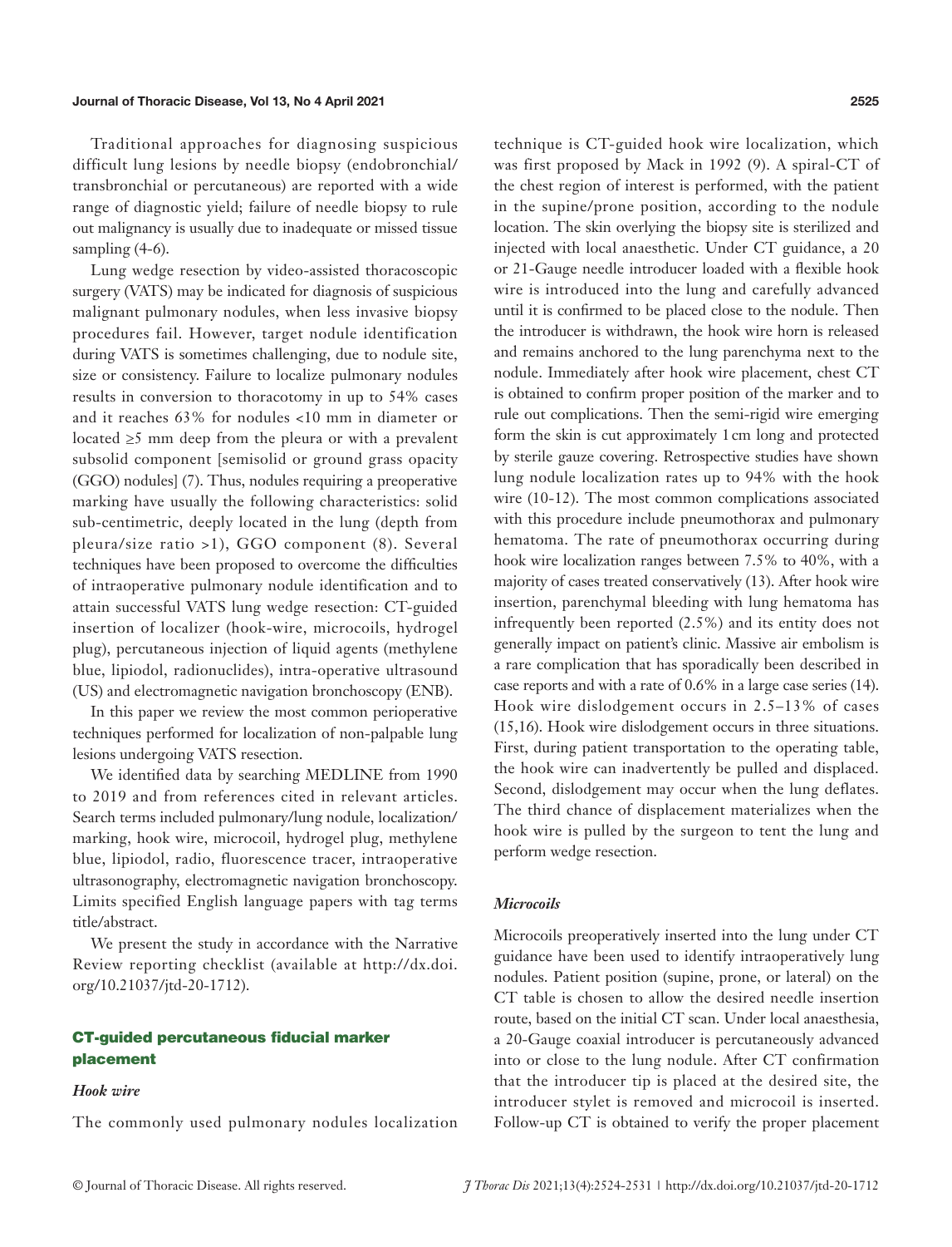Traditional approaches for diagnosing suspicious difficult lung lesions by needle biopsy (endobronchial/transbronchial or percutaneous) are reported with a wide range of diagnostic yield; failure of needle biopsy to rule out malignancy is usually due to inadequate or missed tissue sampling (4-6).

Lung wedge resection by video-assisted thoracoscopic surgery (VATS) may be indicated for diagnosis of suspicious malignant pulmonary nodules, when less invasive biopsy procedures fail. However, target nodule identification during VATS is sometimes challenging, due to nodule site, size or consistency. Failure to localize pulmonary nodules results in conversion to thoracotomy in up to 54% cases and it reaches 63% for nodules <10 mm in diameter or located ≥5 mm deep from the pleura or with a prevalent subsolid component [semisolid or ground grass opacity (GGO) nodules] (7). Thus, nodules requiring a preoperative marking have usually the following characteristics: solid sub-centimetric, deeply located in the lung (depth from pleura/size ratio >1), GGO component (8). Several techniques have been proposed to overcome the difficulties of intraoperative pulmonary nodule identification and to attain successful VATS lung wedge resection: CT-guided insertion of localizer (hook-wire, microcoils, hydrogel plug), percutaneous injection of liquid agents (methylene blue, lipiodol, radionuclides), intra-operative ultrasound (US) and electromagnetic navigation bronchoscopy (ENB).

In this paper we review the most common perioperative techniques performed for localization of non-palpable lung lesions undergoing VATS resection.

We identified data by searching MEDLINE from 1990 to 2019 and from references cited in relevant articles. Search terms included pulmonary/lung nodule, localization/marking, hook wire, microcoil, hydrogel plug, methylene blue, lipiodol, radio, fluorescence tracer, intraoperative ultrasonography, electromagnetic navigation bronchoscopy. Limits specified English language papers with tag terms title/abstract.

We present the study in accordance with the Narrative Review reporting checklist (available at http://dx.doi.org/10.21037/jtd-20-1712).

## CT-guided percutaneous fiducial marker placement

### *Hook wire*

The commonly used pulmonary nodules localization technique is CT-guided hook wire localization, which was first proposed by Mack in 1992 (9). A spiral-CT of the chest region of interest is performed, with the patient in the supine/prone position, according to the nodule location. The skin overlying the biopsy site is sterilized and injected with local anaesthetic. Under CT guidance, a 20 or 21-Gauge needle introducer loaded with a flexible hook wire is introduced into the lung and carefully advanced until it is confirmed to be placed close to the nodule. Then the introducer is withdrawn, the hook wire horn is released and remains anchored to the lung parenchyma next to the nodule. Immediately after hook wire placement, chest CT is obtained to confirm proper position of the marker and to rule out complications. Then the semi-rigid wire emerging form the skin is cut approximately 1 cm long and protected by sterile gauze covering. Retrospective studies have shown lung nodule localization rates up to 94% with the hook wire (10-12). The most common complications associated with this procedure include pneumothorax and pulmonary hematoma. The rate of pneumothorax occurring during hook wire localization ranges between 7.5% to 40%, with a majority of cases treated conservatively (13). After hook wire insertion, parenchymal bleeding with lung hematoma has infrequently been reported (2.5%) and its entity does not generally impact on patient's clinic. Massive air embolism is a rare complication that has sporadically been described in case reports and with a rate of 0.6% in a large case series (14). Hook wire dislodgement occurs in 2.5–13% of cases (15,16). Hook wire dislodgement occurs in three situations. First, during patient transportation to the operating table, the hook wire can inadvertently be pulled and displaced. Second, dislodgement may occur when the lung deflates. The third chance of displacement materializes when the hook wire is pulled by the surgeon to tent the lung and perform wedge resection.

### *Microcoils*

Microcoils preoperatively inserted into the lung under CT guidance have been used to identify intraoperatively lung nodules. Patient position (supine, prone, or lateral) on the CT table is chosen to allow the desired needle insertion route, based on the initial CT scan. Under local anaesthesia, a 20-Gauge coaxial introducer is percutaneously advanced into or close to the lung nodule. After CT confirmation that the introducer tip is placed at the desired site, the introducer stylet is removed and microcoil is inserted. Follow-up CT is obtained to verify the proper placement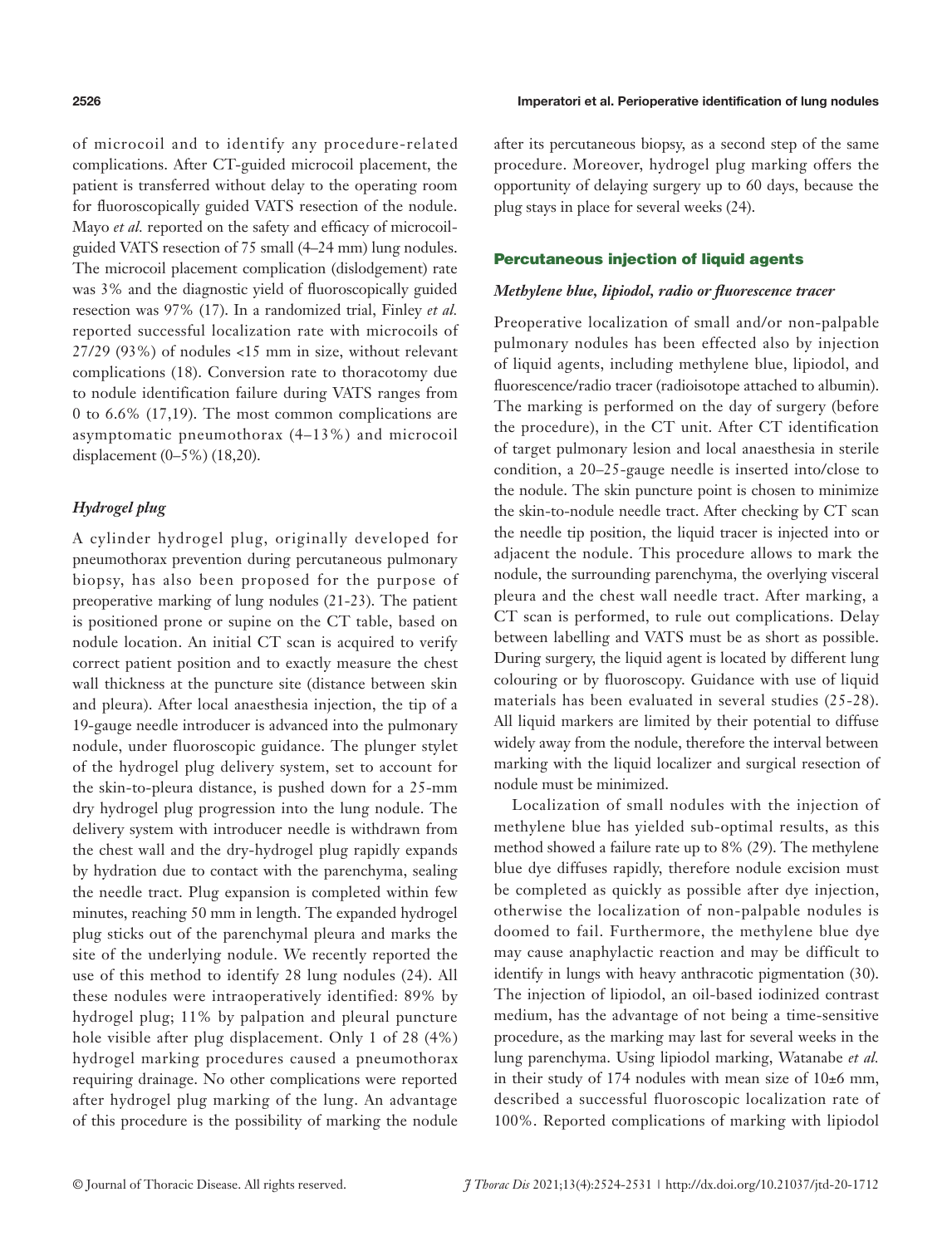of microcoil and to identify any procedure-related complications. After CT-guided microcoil placement, the patient is transferred without delay to the operating room for fluoroscopically guided VATS resection of the nodule. Mayo *et al.* reported on the safety and efficacy of microcoil-guided VATS resection of 75 small (4–24 mm) lung nodules. The microcoil placement complication (dislodgement) rate was 3% and the diagnostic yield of fluoroscopically guided resection was 97% (17). In a randomized trial, Finley *et al.* reported successful localization rate with microcoils of 27/29 (93%) of nodules <15 mm in size, without relevant complications (18). Conversion rate to thoracotomy due to nodule identification failure during VATS ranges from 0 to 6.6% (17,19). The most common complications are asymptomatic pneumothorax (4–13%) and microcoil displacement (0–5%) (18,20).

### *Hydrogel plug*

A cylinder hydrogel plug, originally developed for pneumothorax prevention during percutaneous pulmonary biopsy, has also been proposed for the purpose of preoperative marking of lung nodules (21-23). The patient is positioned prone or supine on the CT table, based on nodule location. An initial CT scan is acquired to verify correct patient position and to exactly measure the chest wall thickness at the puncture site (distance between skin and pleura). After local anaesthesia injection, the tip of a 19-gauge needle introducer is advanced into the pulmonary nodule, under fluoroscopic guidance. The plunger stylet of the hydrogel plug delivery system, set to account for the skin-to-pleura distance, is pushed down for a 25-mm dry hydrogel plug progression into the lung nodule. The delivery system with introducer needle is withdrawn from the chest wall and the dry-hydrogel plug rapidly expands by hydration due to contact with the parenchyma, sealing the needle tract. Plug expansion is completed within few minutes, reaching 50 mm in length. The expanded hydrogel plug sticks out of the parenchymal pleura and marks the site of the underlying nodule. We recently reported the use of this method to identify 28 lung nodules (24). All these nodules were intraoperatively identified: 89% by hydrogel plug; 11% by palpation and pleural puncture hole visible after plug displacement. Only 1 of 28 (4%) hydrogel marking procedures caused a pneumothorax requiring drainage. No other complications were reported after hydrogel plug marking of the lung. An advantage of this procedure is the possibility of marking the nodule after its percutaneous biopsy, as a second step of the same procedure. Moreover, hydrogel plug marking offers the opportunity of delaying surgery up to 60 days, because the plug stays in place for several weeks (24).

## Percutaneous injection of liquid agents

### *Methylene blue, lipiodol, radio or fluorescence tracer*

Preoperative localization of small and/or non-palpable pulmonary nodules has been effected also by injection of liquid agents, including methylene blue, lipiodol, and fluorescence/radio tracer (radioisotope attached to albumin). The marking is performed on the day of surgery (before the procedure), in the CT unit. After CT identification of target pulmonary lesion and local anaesthesia in sterile condition, a 20–25-gauge needle is inserted into/close to the nodule. The skin puncture point is chosen to minimize the skin-to-nodule needle tract. After checking by CT scan the needle tip position, the liquid tracer is injected into or adjacent the nodule. This procedure allows to mark the nodule, the surrounding parenchyma, the overlying visceral pleura and the chest wall needle tract. After marking, a CT scan is performed, to rule out complications. Delay between labelling and VATS must be as short as possible. During surgery, the liquid agent is located by different lung colouring or by fluoroscopy. Guidance with use of liquid materials has been evaluated in several studies (25-28). All liquid markers are limited by their potential to diffuse widely away from the nodule, therefore the interval between marking with the liquid localizer and surgical resection of nodule must be minimized.

Localization of small nodules with the injection of methylene blue has yielded sub-optimal results, as this method showed a failure rate up to 8% (29). The methylene blue dye diffuses rapidly, therefore nodule excision must be completed as quickly as possible after dye injection, otherwise the localization of non-palpable nodules is doomed to fail. Furthermore, the methylene blue dye may cause anaphylactic reaction and may be difficult to identify in lungs with heavy anthracotic pigmentation (30). The injection of lipiodol, an oil-based iodinized contrast medium, has the advantage of not being a time-sensitive procedure, as the marking may last for several weeks in the lung parenchyma. Using lipiodol marking, Watanabe *et al.* in their study of 174 nodules with mean size of 10±6 mm, described a successful fluoroscopic localization rate of 100%. Reported complications of marking with lipiodol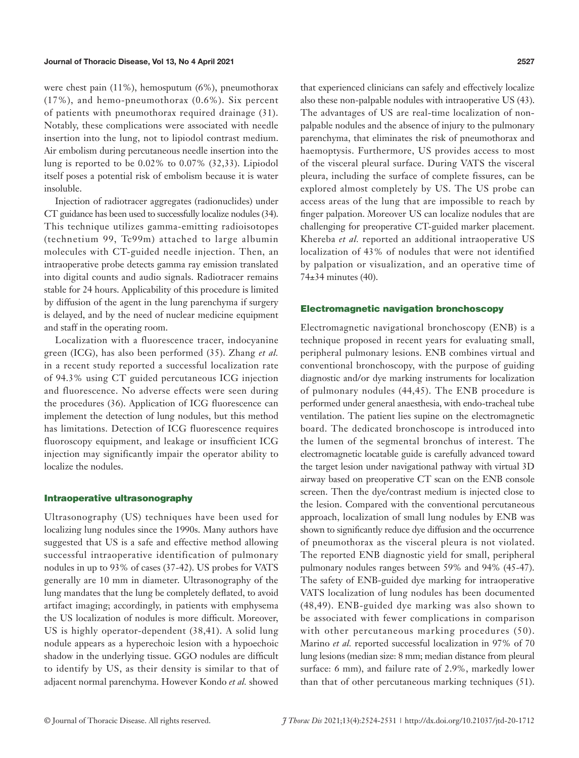were chest pain (11%), hemosputum (6%), pneumothorax (17%), and hemo-pneumothorax (0.6%). Six percent of patients with pneumothorax required drainage (31). Notably, these complications were associated with needle insertion into the lung, not to lipiodol contrast medium. Air embolism during percutaneous needle insertion into the lung is reported to be 0.02% to 0.07% (32,33). Lipiodol itself poses a potential risk of embolism because it is water insoluble.

Injection of radiotracer aggregates (radionuclides) under CT guidance has been used to successfully localize nodules (34). This technique utilizes gamma-emitting radioisotopes (technetium 99, Tc99m) attached to large albumin molecules with CT-guided needle injection. Then, an intraoperative probe detects gamma ray emission translated into digital counts and audio signals. Radiotracer remains stable for 24 hours. Applicability of this procedure is limited by diffusion of the agent in the lung parenchyma if surgery is delayed, and by the need of nuclear medicine equipment and staff in the operating room.

Localization with a fluorescence tracer, indocyanine green (ICG), has also been performed (35). Zhang *et al.* in a recent study reported a successful localization rate of 94.3% using CT guided percutaneous ICG injection and fluorescence. No adverse effects were seen during the procedures (36). Application of ICG fluorescence can implement the detection of lung nodules, but this method has limitations. Detection of ICG fluorescence requires fluoroscopy equipment, and leakage or insufficient ICG injection may significantly impair the operator ability to localize the nodules.

## Intraoperative ultrasonography

Ultrasonography (US) techniques have been used for localizing lung nodules since the 1990s. Many authors have suggested that US is a safe and effective method allowing successful intraoperative identification of pulmonary nodules in up to 93% of cases (37-42). US probes for VATS generally are 10 mm in diameter. Ultrasonography of the lung mandates that the lung be completely deflated, to avoid artifact imaging; accordingly, in patients with emphysema the US localization of nodules is more difficult. Moreover, US is highly operator-dependent (38,41). A solid lung nodule appears as a hyperechoic lesion with a hypoechoic shadow in the underlying tissue. GGO nodules are difficult to identify by US, as their density is similar to that of adjacent normal parenchyma. However Kondo *et al.* showed that experienced clinicians can safely and effectively localize also these non-palpable nodules with intraoperative US (43). The advantages of US are real-time localization of non-palpable nodules and the absence of injury to the pulmonary parenchyma, that eliminates the risk of pneumothorax and haemoptysis. Furthermore, US provides access to most of the visceral pleural surface. During VATS the visceral pleura, including the surface of complete fissures, can be explored almost completely by US. The US probe can access areas of the lung that are impossible to reach by finger palpation. Moreover US can localize nodules that are challenging for preoperative CT-guided marker placement. Khereba *et al.* reported an additional intraoperative US localization of 43% of nodules that were not identified by palpation or visualization, and an operative time of 74±34 minutes (40).

## Electromagnetic navigation bronchoscopy

Electromagnetic navigational bronchoscopy (ENB) is a technique proposed in recent years for evaluating small, peripheral pulmonary lesions. ENB combines virtual and conventional bronchoscopy, with the purpose of guiding diagnostic and/or dye marking instruments for localization of pulmonary nodules (44,45). The ENB procedure is performed under general anaesthesia, with endo-tracheal tube ventilation. The patient lies supine on the electromagnetic board. The dedicated bronchoscope is introduced into the lumen of the segmental bronchus of interest. The electromagnetic locatable guide is carefully advanced toward the target lesion under navigational pathway with virtual 3D airway based on preoperative CT scan on the ENB console screen. Then the dye/contrast medium is injected close to the lesion. Compared with the conventional percutaneous approach, localization of small lung nodules by ENB was shown to significantly reduce dye diffusion and the occurrence of pneumothorax as the visceral pleura is not violated. The reported ENB diagnostic yield for small, peripheral pulmonary nodules ranges between 59% and 94% (45-47). The safety of ENB-guided dye marking for intraoperative VATS localization of lung nodules has been documented (48,49). ENB-guided dye marking was also shown to be associated with fewer complications in comparison with other percutaneous marking procedures (50). Marino *et al.* reported successful localization in 97% of 70 lung lesions (median size: 8 mm; median distance from pleural surface: 6 mm), and failure rate of 2.9%, markedly lower than that of other percutaneous marking techniques (51).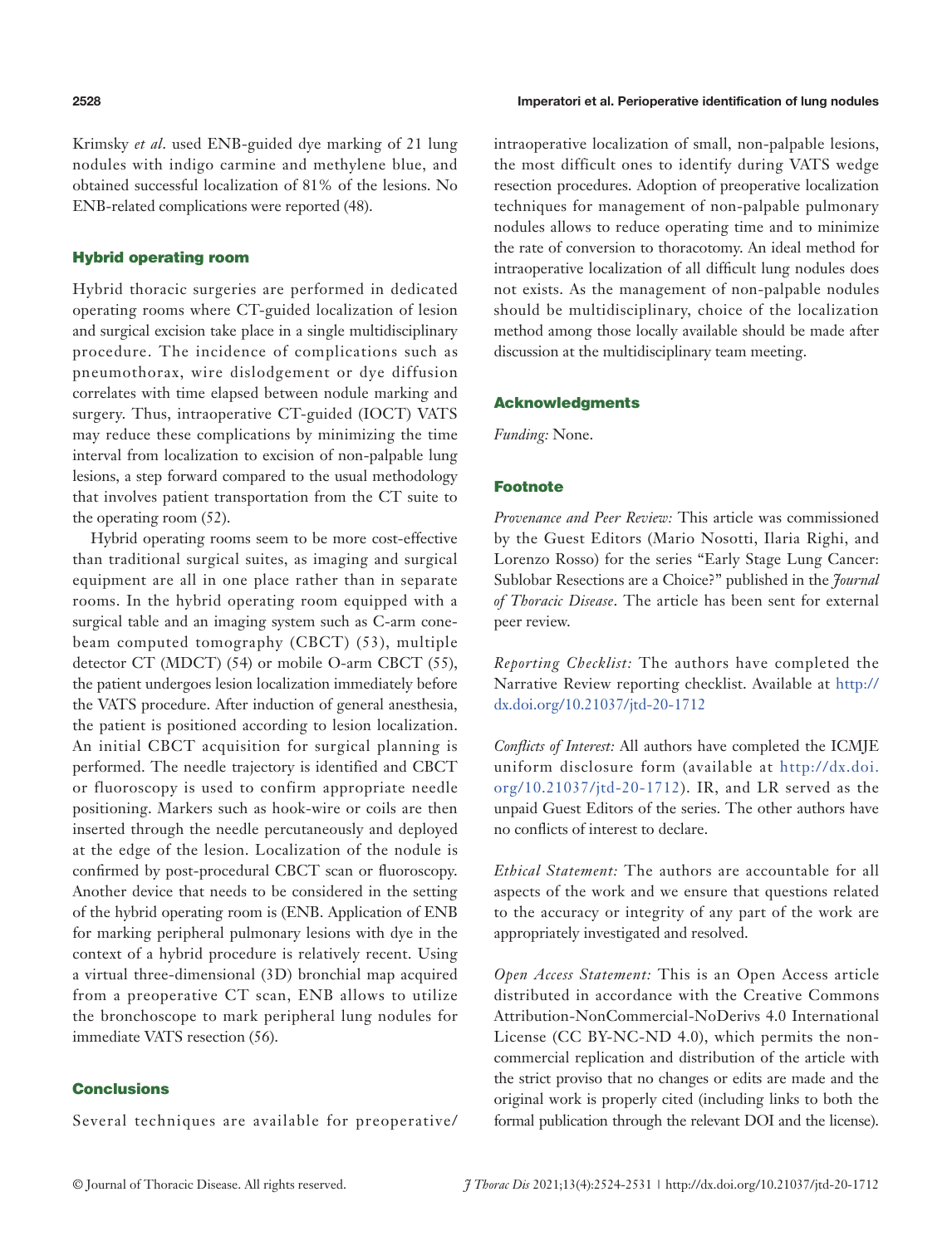Krimsky *et al*. used ENB-guided dye marking of 21 lung nodules with indigo carmine and methylene blue, and obtained successful localization of 81% of the lesions. No ENB-related complications were reported (48).

## Hybrid operating room

Hybrid thoracic surgeries are performed in dedicated operating rooms where CT-guided localization of lesion and surgical excision take place in a single multidisciplinary procedure. The incidence of complications such as pneumothorax, wire dislodgement or dye diffusion correlates with time elapsed between nodule marking and surgery. Thus, intraoperative CT-guided (IOCT) VATS may reduce these complications by minimizing the time interval from localization to excision of non-palpable lung lesions, a step forward compared to the usual methodology that involves patient transportation from the CT suite to the operating room (52).

Hybrid operating rooms seem to be more cost-effective than traditional surgical suites, as imaging and surgical equipment are all in one place rather than in separate rooms. In the hybrid operating room equipped with a surgical table and an imaging system such as C-arm cone-beam computed tomography (CBCT) (53), multiple detector CT (MDCT) (54) or mobile O-arm CBCT (55), the patient undergoes lesion localization immediately before the VATS procedure. After induction of general anesthesia, the patient is positioned according to lesion localization. An initial CBCT acquisition for surgical planning is performed. The needle trajectory is identified and CBCT or fluoroscopy is used to confirm appropriate needle positioning. Markers such as hook-wire or coils are then inserted through the needle percutaneously and deployed at the edge of the lesion. Localization of the nodule is confirmed by post-procedural CBCT scan or fluoroscopy. Another device that needs to be considered in the setting of the hybrid operating room is (ENB. Application of ENB for marking peripheral pulmonary lesions with dye in the context of a hybrid procedure is relatively recent. Using a virtual three-dimensional (3D) bronchial map acquired from a preoperative CT scan, ENB allows to utilize the bronchoscope to mark peripheral lung nodules for immediate VATS resection (56).

## Conclusions

Several techniques are available for preoperative/intraoperative localization of small, non-palpable lesions, the most difficult ones to identify during VATS wedge resection procedures. Adoption of preoperative localization techniques for management of non-palpable pulmonary nodules allows to reduce operating time and to minimize the rate of conversion to thoracotomy. An ideal method for intraoperative localization of all difficult lung nodules does not exists. As the management of non-palpable nodules should be multidisciplinary, choice of the localization method among those locally available should be made after discussion at the multidisciplinary team meeting.

## Acknowledgments

*Funding:* None.

## Footnote

*Provenance and Peer Review:* This article was commissioned by the Guest Editors (Mario Nosotti, Ilaria Righi, and Lorenzo Rosso) for the series "Early Stage Lung Cancer: Sublobar Resections are a Choice?" published in the *Journal of Thoracic Disease*. The article has been sent for external peer review.

*Reporting Checklist:* The authors have completed the Narrative Review reporting checklist. Available at http://dx.doi.org/10.21037/jtd-20-1712

*Conflicts of Interest:* All authors have completed the ICMJE uniform disclosure form (available at http://dx.doi.org/10.21037/jtd-20-1712). IR, and LR served as the unpaid Guest Editors of the series. The other authors have no conflicts of interest to declare.

*Ethical Statement:* The authors are accountable for all aspects of the work and we ensure that questions related to the accuracy or integrity of any part of the work are appropriately investigated and resolved.

*Open Access Statement:* This is an Open Access article distributed in accordance with the Creative Commons Attribution-NonCommercial-NoDerivs 4.0 International License (CC BY-NC-ND 4.0), which permits the non-commercial replication and distribution of the article with the strict proviso that no changes or edits are made and the original work is properly cited (including links to both the formal publication through the relevant DOI and the license).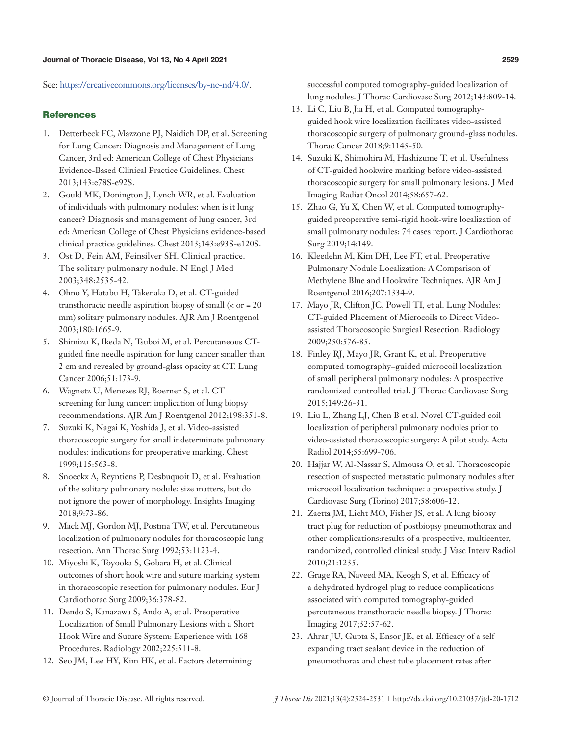See: https://creativecommons.org/licenses/by-nc-nd/4.0/.

## References

1. Detterbeck FC, Mazzone PJ, Naidich DP, et al. Screening for Lung Cancer: Diagnosis and Management of Lung Cancer, 3rd ed: American College of Chest Physicians Evidence-Based Clinical Practice Guidelines. Chest 2013;143:e78S-e92S.
2. Gould MK, Donington J, Lynch WR, et al. Evaluation of individuals with pulmonary nodules: when is it lung cancer? Diagnosis and management of lung cancer, 3rd ed: American College of Chest Physicians evidence-based clinical practice guidelines. Chest 2013;143:e93S-e120S.
3. Ost D, Fein AM, Feinsilver SH. Clinical practice. The solitary pulmonary nodule. N Engl J Med 2003;348:2535-42.
4. Ohno Y, Hatabu H, Takenaka D, et al. CT-guided transthoracic needle aspiration biopsy of small (< or = 20 mm) solitary pulmonary nodules. AJR Am J Roentgenol 2003;180:1665-9.
5. Shimizu K, Ikeda N, Tsuboi M, et al. Percutaneous CT-guided fine needle aspiration for lung cancer smaller than 2 cm and revealed by ground-glass opacity at CT. Lung Cancer 2006;51:173-9.
6. Wagnetz U, Menezes RJ, Boerner S, et al. CT screening for lung cancer: implication of lung biopsy recommendations. AJR Am J Roentgenol 2012;198:351-8.
7. Suzuki K, Nagai K, Yoshida J, et al. Video-assisted thoracoscopic surgery for small indeterminate pulmonary nodules: indications for preoperative marking. Chest 1999;115:563-8.
8. Snoeckx A, Reyntiens P, Desbuquoit D, et al. Evaluation of the solitary pulmonary nodule: size matters, but do not ignore the power of morphology. Insights Imaging 2018;9:73-86.
9. Mack MJ, Gordon MJ, Postma TW, et al. Percutaneous localization of pulmonary nodules for thoracoscopic lung resection. Ann Thorac Surg 1992;53:1123-4.
10. Miyoshi K, Toyooka S, Gobara H, et al. Clinical outcomes of short hook wire and suture marking system in thoracoscopic resection for pulmonary nodules. Eur J Cardiothorac Surg 2009;36:378-82.
11. Dendo S, Kanazawa S, Ando A, et al. Preoperative Localization of Small Pulmonary Lesions with a Short Hook Wire and Suture System: Experience with 168 Procedures. Radiology 2002;225:511-8.
12. Seo JM, Lee HY, Kim HK, et al. Factors determining successful computed tomography-guided localization of lung nodules. J Thorac Cardiovasc Surg 2012;143:809-14.
13. Li C, Liu B, Jia H, et al. Computed tomography-guided hook wire localization facilitates video-assisted thoracoscopic surgery of pulmonary ground-glass nodules. Thorac Cancer 2018;9:1145-50.
14. Suzuki K, Shimohira M, Hashizume T, et al. Usefulness of CT-guided hookwire marking before video-assisted thoracoscopic surgery for small pulmonary lesions. J Med Imaging Radiat Oncol 2014;58:657-62.
15. Zhao G, Yu X, Chen W, et al. Computed tomography-guided preoperative semi-rigid hook-wire localization of small pulmonary nodules: 74 cases report. J Cardiothorac Surg 2019;14:149.
16. Kleedehn M, Kim DH, Lee FT, et al. Preoperative Pulmonary Nodule Localization: A Comparison of Methylene Blue and Hookwire Techniques. AJR Am J Roentgenol 2016;207:1334-9.
17. Mayo JR, Clifton JC, Powell TI, et al. Lung Nodules: CT-guided Placement of Microcoils to Direct Video-assisted Thoracoscopic Surgical Resection. Radiology 2009;250:576-85.
18. Finley RJ, Mayo JR, Grant K, et al. Preoperative computed tomography–guided microcoil localization of small peripheral pulmonary nodules: A prospective randomized controlled trial. J Thorac Cardiovasc Surg 2015;149:26-31.
19. Liu L, Zhang LJ, Chen B et al. Novel CT-guided coil localization of peripheral pulmonary nodules prior to video-assisted thoracoscopic surgery: A pilot study. Acta Radiol 2014;55:699-706.
20. Hajjar W, Al-Nassar S, Almousa O, et al. Thoracoscopic resection of suspected metastatic pulmonary nodules after microcoil localization technique: a prospective study. J Cardiovasc Surg (Torino) 2017;58:606-12.
21. Zaetta JM, Licht MO, Fisher JS, et al. A lung biopsy tract plug for reduction of postbiopsy pneumothorax and other complications:results of a prospective, multicenter, randomized, controlled clinical study. J Vasc Interv Radiol 2010;21:1235.
22. Grage RA, Naveed MA, Keogh S, et al. Efficacy of a dehydrated hydrogel plug to reduce complications associated with computed tomography-guided percutaneous transthoracic needle biopsy. J Thorac Imaging 2017;32:57-62.
23. Ahrar JU, Gupta S, Ensor JE, et al. Efficacy of a self-expanding tract sealant device in the reduction of pneumothorax and chest tube placement rates after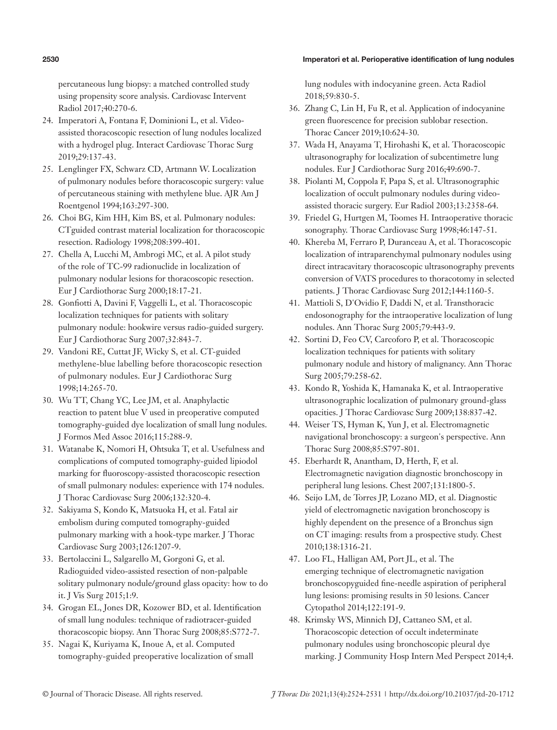percutaneous lung biopsy: a matched controlled study using propensity score analysis. Cardiovasc Intervent Radiol 2017;40:270-6.

24. Imperatori A, Fontana F, Dominioni L, et al. Video-assisted thoracoscopic resection of lung nodules localized with a hydrogel plug. Interact Cardiovasc Thorac Surg 2019;29:137-43.
25. Lenglinger FX, Schwarz CD, Artmann W. Localization of pulmonary nodules before thoracoscopic surgery: value of percutaneous staining with methylene blue. AJR Am J Roentgenol 1994;163:297-300.
26. Choi BG, Kim HH, Kim BS, et al. Pulmonary nodules: CTguided contrast material localization for thoracoscopic resection. Radiology 1998;208:399-401.
27. Chella A, Lucchi M, Ambrogi MC, et al. A pilot study of the role of TC-99 radionuclide in localization of pulmonary nodular lesions for thoracoscopic resection. Eur J Cardiothorac Surg 2000;18:17-21.
28. Gonfiotti A, Davini F, Vaggelli L, et al. Thoracoscopic localization techniques for patients with solitary pulmonary nodule: hookwire versus radio-guided surgery. Eur J Cardiothorac Surg 2007;32:843-7.
29. Vandoni RE, Cuttat JF, Wicky S, et al. CT-guided methylene-blue labelling before thoracoscopic resection of pulmonary nodules. Eur J Cardiothorac Surg 1998;14:265-70.
30. Wu TT, Chang YC, Lee JM, et al. Anaphylactic reaction to patent blue V used in preoperative computed tomography-guided dye localization of small lung nodules. J Formos Med Assoc 2016;115:288-9.
31. Watanabe K, Nomori H, Ohtsuka T, et al. Usefulness and complications of computed tomography-guided lipiodol marking for fluoroscopy-assisted thoracoscopic resection of small pulmonary nodules: experience with 174 nodules. J Thorac Cardiovasc Surg 2006;132:320-4.
32. Sakiyama S, Kondo K, Matsuoka H, et al. Fatal air embolism during computed tomography-guided pulmonary marking with a hook-type marker. J Thorac Cardiovasc Surg 2003;126:1207-9.
33. Bertolaccini L, Salgarello M, Gorgoni G, et al. Radioguided video-assisted resection of non-palpable solitary pulmonary nodule/ground glass opacity: how to do it. J Vis Surg 2015;1:9.
34. Grogan EL, Jones DR, Kozower BD, et al. Identification of small lung nodules: technique of radiotracer-guided thoracoscopic biopsy. Ann Thorac Surg 2008;85:S772-7.
35. Nagai K, Kuriyama K, Inoue A, et al. Computed tomography-guided preoperative localization of small lung nodules with indocyanine green. Acta Radiol 2018;59:830-5.
36. Zhang C, Lin H, Fu R, et al. Application of indocyanine green fluorescence for precision sublobar resection. Thorac Cancer 2019;10:624-30.
37. Wada H, Anayama T, Hirohashi K, et al. Thoracoscopic ultrasonography for localization of subcentimetre lung nodules. Eur J Cardiothorac Surg 2016;49:690-7.
38. Piolanti M, Coppola F, Papa S, et al. Ultrasonographic localization of occult pulmonary nodules during video-assisted thoracic surgery. Eur Radiol 2003;13:2358-64.
39. Friedel G, Hurtgen M, Toomes H. Intraoperative thoracic sonography. Thorac Cardiovasc Surg 1998;46:147-51.
40. Khereba M, Ferraro P, Duranceau A, et al. Thoracoscopic localization of intraparenchymal pulmonary nodules using direct intracavitary thoracoscopic ultrasonography prevents conversion of VATS procedures to thoracotomy in selected patients. J Thorac Cardiovasc Surg 2012;144:1160-5.
41. Mattioli S, D'Ovidio F, Daddi N, et al. Transthoracic endosonography for the intraoperative localization of lung nodules. Ann Thorac Surg 2005;79:443-9.
42. Sortini D, Feo CV, Carcoforo P, et al. Thoracoscopic localization techniques for patients with solitary pulmonary nodule and history of malignancy. Ann Thorac Surg 2005;79:258-62.
43. Kondo R, Yoshida K, Hamanaka K, et al. Intraoperative ultrasonographic localization of pulmonary ground-glass opacities. J Thorac Cardiovasc Surg 2009;138:837-42.
44. Weiser TS, Hyman K, Yun J, et al. Electromagnetic navigational bronchoscopy: a surgeon's perspective. Ann Thorac Surg 2008;85:S797-801.
45. Eberhardt R, Anantham, D, Herth, F, et al. Electromagnetic navigation diagnostic bronchoscopy in peripheral lung lesions. Chest 2007;131:1800-5.
46. Seijo LM, de Torres JP, Lozano MD, et al. Diagnostic yield of electromagnetic navigation bronchoscopy is highly dependent on the presence of a Bronchus sign on CT imaging: results from a prospective study. Chest 2010;138:1316-21.
47. Loo FL, Halligan AM, Port JL, et al. The emerging technique of electromagnetic navigation bronchoscopyguided fine-needle aspiration of peripheral lung lesions: promising results in 50 lesions. Cancer Cytopathol 2014;122:191-9.
48. Krimsky WS, Minnich DJ, Cattaneo SM, et al. Thoracoscopic detection of occult indeterminate pulmonary nodules using bronchoscopic pleural dye marking. J Community Hosp Intern Med Perspect 2014;4.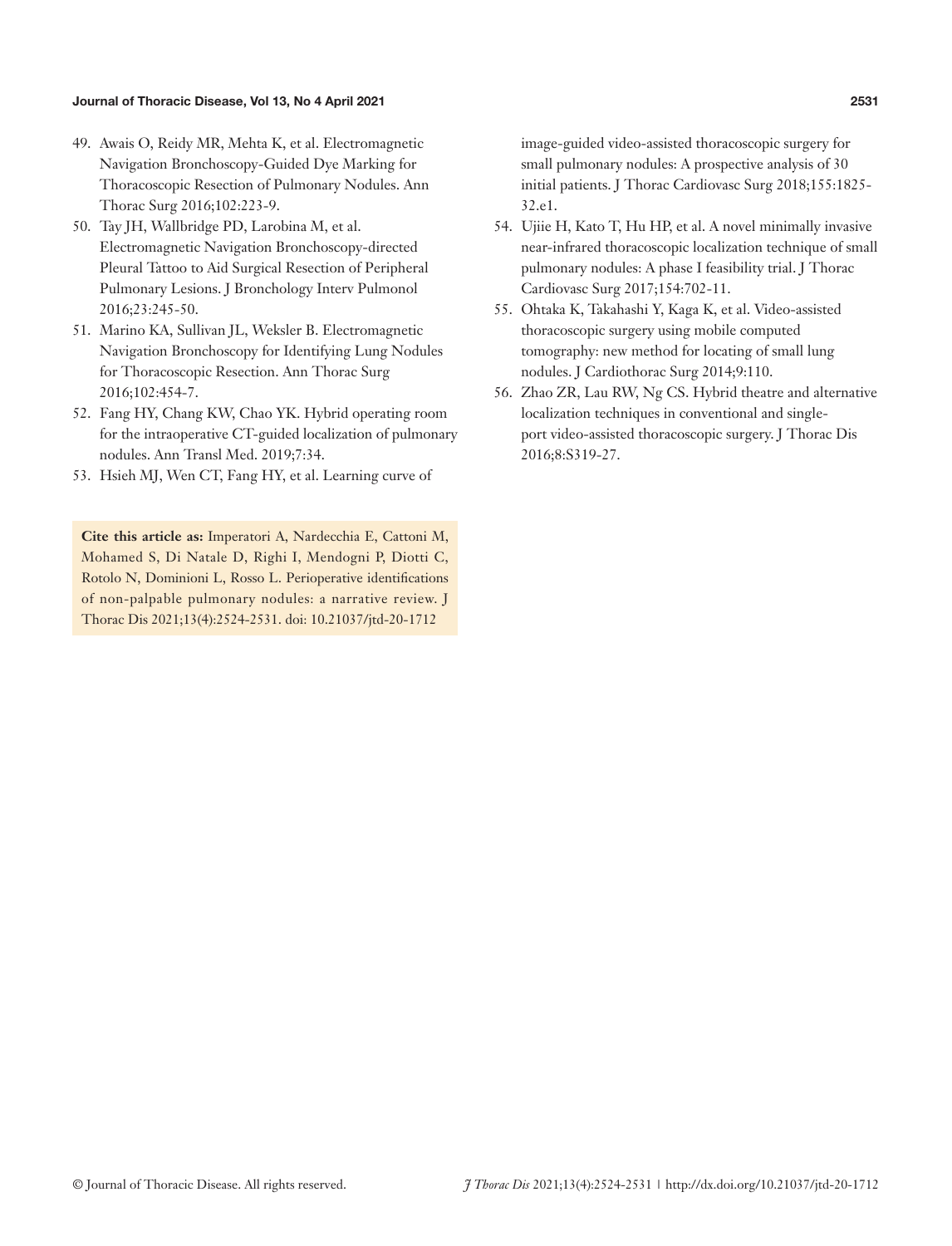49. Awais O, Reidy MR, Mehta K, et al. Electromagnetic Navigation Bronchoscopy-Guided Dye Marking for Thoracoscopic Resection of Pulmonary Nodules. Ann Thorac Surg 2016;102:223-9.
50. Tay JH, Wallbridge PD, Larobina M, et al. Electromagnetic Navigation Bronchoscopy-directed Pleural Tattoo to Aid Surgical Resection of Peripheral Pulmonary Lesions. J Bronchology Interv Pulmonol 2016;23:245-50.
51. Marino KA, Sullivan JL, Weksler B. Electromagnetic Navigation Bronchoscopy for Identifying Lung Nodules for Thoracoscopic Resection. Ann Thorac Surg 2016;102:454-7.
52. Fang HY, Chang KW, Chao YK. Hybrid operating room for the intraoperative CT-guided localization of pulmonary nodules. Ann Transl Med. 2019;7:34.
53. Hsieh MJ, Wen CT, Fang HY, et al. Learning curve of image-guided video-assisted thoracoscopic surgery for small pulmonary nodules: A prospective analysis of 30 initial patients. J Thorac Cardiovasc Surg 2018;155:1825-32.e1.
54. Ujiie H, Kato T, Hu HP, et al. A novel minimally invasive near-infrared thoracoscopic localization technique of small pulmonary nodules: A phase I feasibility trial. J Thorac Cardiovasc Surg 2017;154:702-11.
55. Ohtaka K, Takahashi Y, Kaga K, et al. Video-assisted thoracoscopic surgery using mobile computed tomography: new method for locating of small lung nodules. J Cardiothorac Surg 2014;9:110.
56. Zhao ZR, Lau RW, Ng CS. Hybrid theatre and alternative localization techniques in conventional and single-port video-assisted thoracoscopic surgery. J Thorac Dis 2016;8:S319-27.

**Cite this article as:** Imperatori A, Nardecchia E, Cattoni M, Mohamed S, Di Natale D, Righi I, Mendogni P, Diotti C, Rotolo N, Dominioni L, Rosso L. Perioperative identifications of non-palpable pulmonary nodules: a narrative review. J Thorac Dis 2021;13(4):2524-2531. doi: 10.21037/jtd-20-1712